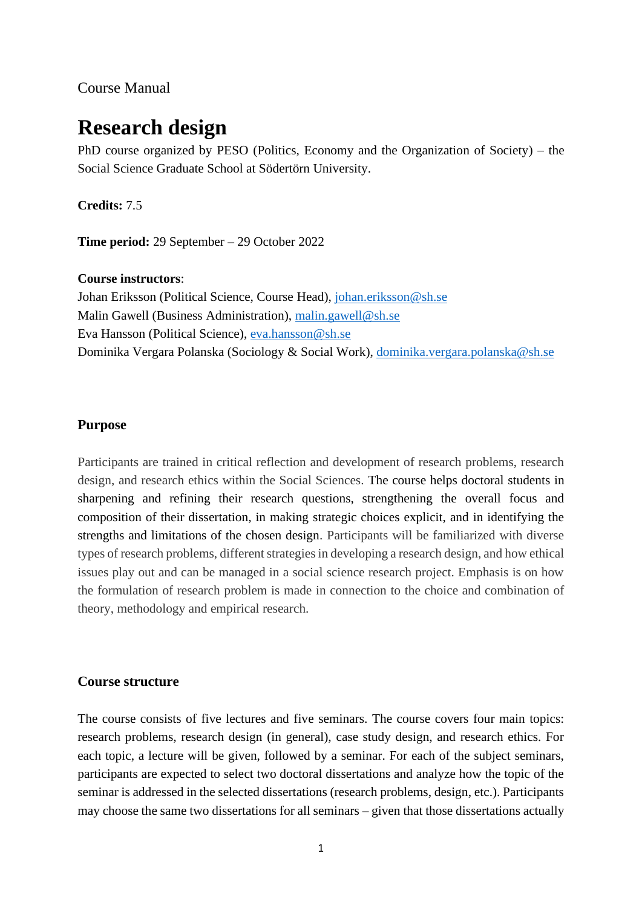Course Manual

# Research design

PhD course organized by PESO (Politics, Economy and the Organization of Society) – the Social Science Graduate School at Södertörn University.

**Credits:** 7.5

**Time period:** 29 September – 29 October 2022

**Course instructors**:
Johan Eriksson (Political Science, Course Head), johan.eriksson@sh.se
Malin Gawell (Business Administration), malin.gawell@sh.se
Eva Hansson (Political Science), eva.hansson@sh.se
Dominika Vergara Polanska (Sociology & Social Work), dominika.vergara.polanska@sh.se

## Purpose

Participants are trained in critical reflection and development of research problems, research design, and research ethics within the Social Sciences. The course helps doctoral students in sharpening and refining their research questions, strengthening the overall focus and composition of their dissertation, in making strategic choices explicit, and in identifying the strengths and limitations of the chosen design. Participants will be familiarized with diverse types of research problems, different strategies in developing a research design, and how ethical issues play out and can be managed in a social science research project. Emphasis is on how the formulation of research problem is made in connection to the choice and combination of theory, methodology and empirical research.

## Course structure

The course consists of five lectures and five seminars. The course covers four main topics: research problems, research design (in general), case study design, and research ethics. For each topic, a lecture will be given, followed by a seminar. For each of the subject seminars, participants are expected to select two doctoral dissertations and analyze how the topic of the seminar is addressed in the selected dissertations (research problems, design, etc.). Participants may choose the same two dissertations for all seminars – given that those dissertations actually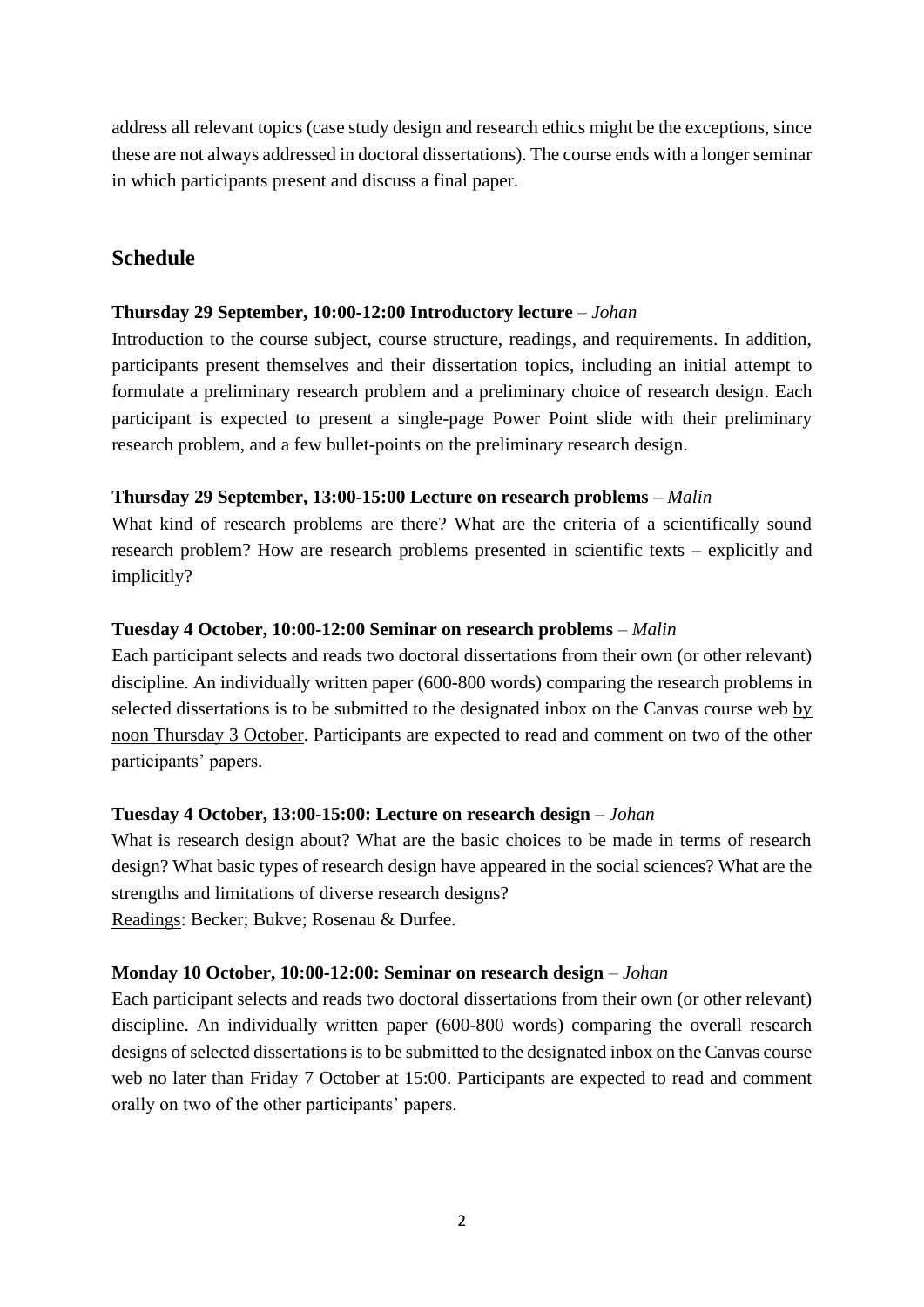address all relevant topics (case study design and research ethics might be the exceptions, since these are not always addressed in doctoral dissertations). The course ends with a longer seminar in which participants present and discuss a final paper.

## Schedule

**Thursday 29 September, 10:00-12:00 Introductory lecture** – *Johan*
Introduction to the course subject, course structure, readings, and requirements. In addition, participants present themselves and their dissertation topics, including an initial attempt to formulate a preliminary research problem and a preliminary choice of research design. Each participant is expected to present a single-page Power Point slide with their preliminary research problem, and a few bullet-points on the preliminary research design.

**Thursday 29 September, 13:00-15:00 Lecture on research problems** – *Malin*
What kind of research problems are there? What are the criteria of a scientifically sound research problem? How are research problems presented in scientific texts – explicitly and implicitly?

**Tuesday 4 October, 10:00-12:00 Seminar on research problems** – *Malin*
Each participant selects and reads two doctoral dissertations from their own (or other relevant) discipline. An individually written paper (600-800 words) comparing the research problems in selected dissertations is to be submitted to the designated inbox on the Canvas course web <u>by noon Thursday 3 October</u>. Participants are expected to read and comment on two of the other participants' papers.

**Tuesday 4 October, 13:00-15:00: Lecture on research design** – *Johan*
What is research design about? What are the basic choices to be made in terms of research design? What basic types of research design have appeared in the social sciences? What are the strengths and limitations of diverse research designs?
<u>Readings</u>: Becker; Bukve; Rosenau & Durfee.

**Monday 10 October, 10:00-12:00: Seminar on research design** – *Johan*
Each participant selects and reads two doctoral dissertations from their own (or other relevant) discipline. An individually written paper (600-800 words) comparing the overall research designs of selected dissertations is to be submitted to the designated inbox on the Canvas course web <u>no later than Friday 7 October at 15:00</u>. Participants are expected to read and comment orally on two of the other participants' papers.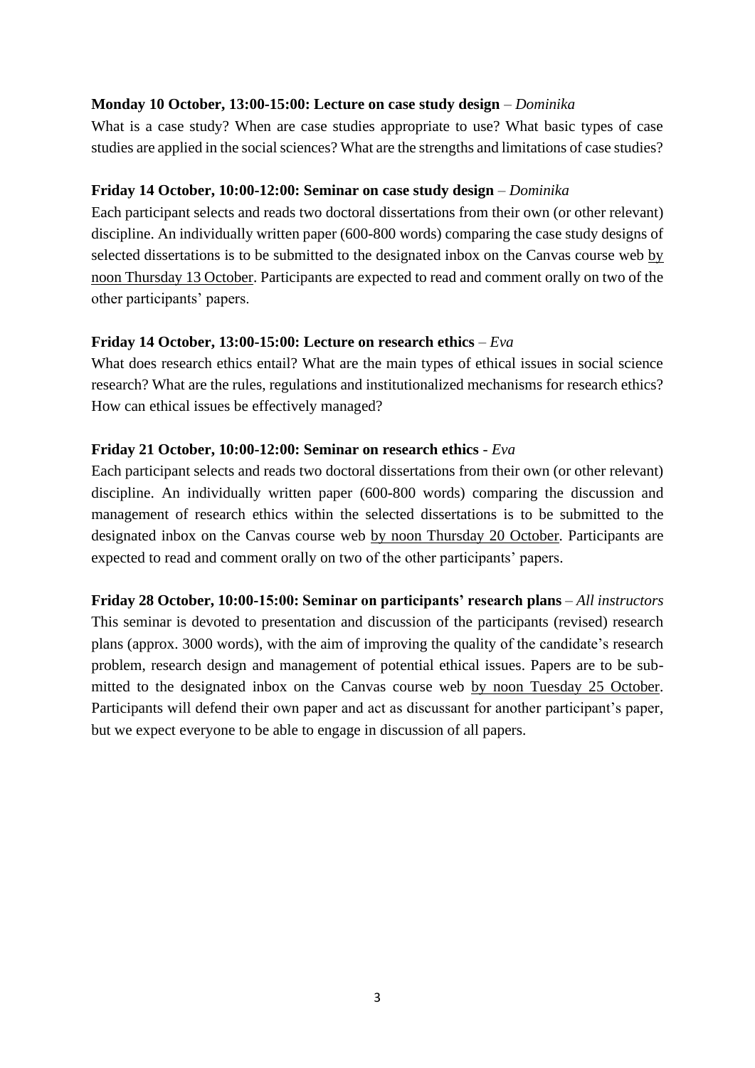**Monday 10 October, 13:00-15:00: Lecture on case study design** – *Dominika*

What is a case study? When are case studies appropriate to use? What basic types of case studies are applied in the social sciences? What are the strengths and limitations of case studies?

**Friday 14 October, 10:00-12:00: Seminar on case study design** – *Dominika*

Each participant selects and reads two doctoral dissertations from their own (or other relevant) discipline. An individually written paper (600-800 words) comparing the case study designs of selected dissertations is to be submitted to the designated inbox on the Canvas course web by noon Thursday 13 October. Participants are expected to read and comment orally on two of the other participants' papers.

**Friday 14 October, 13:00-15:00: Lecture on research ethics** – *Eva*

What does research ethics entail? What are the main types of ethical issues in social science research? What are the rules, regulations and institutionalized mechanisms for research ethics? How can ethical issues be effectively managed?

**Friday 21 October, 10:00-12:00: Seminar on research ethics** - *Eva*

Each participant selects and reads two doctoral dissertations from their own (or other relevant) discipline. An individually written paper (600-800 words) comparing the discussion and management of research ethics within the selected dissertations is to be submitted to the designated inbox on the Canvas course web by noon Thursday 20 October. Participants are expected to read and comment orally on two of the other participants' papers.

**Friday 28 October, 10:00-15:00: Seminar on participants' research plans** – *All instructors*

This seminar is devoted to presentation and discussion of the participants (revised) research plans (approx. 3000 words), with the aim of improving the quality of the candidate's research problem, research design and management of potential ethical issues. Papers are to be submitted to the designated inbox on the Canvas course web by noon Tuesday 25 October. Participants will defend their own paper and act as discussant for another participant's paper, but we expect everyone to be able to engage in discussion of all papers.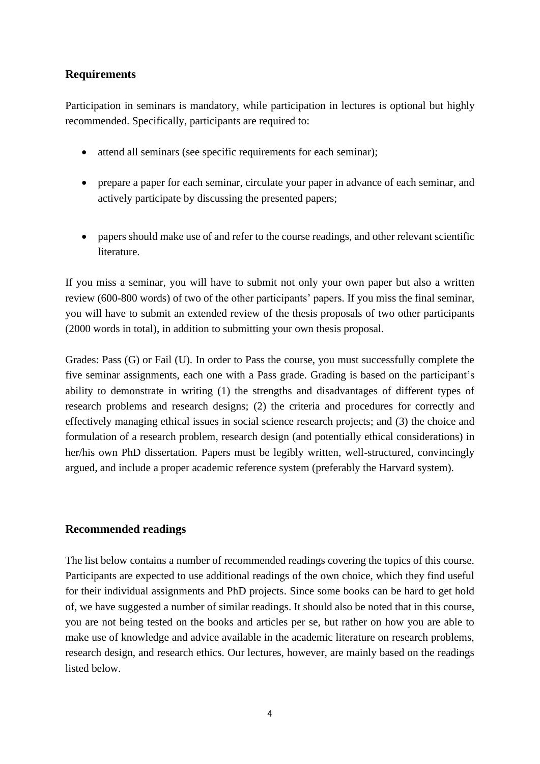## Requirements

Participation in seminars is mandatory, while participation in lectures is optional but highly recommended. Specifically, participants are required to:

- attend all seminars (see specific requirements for each seminar);
- prepare a paper for each seminar, circulate your paper in advance of each seminar, and actively participate by discussing the presented papers;
- papers should make use of and refer to the course readings, and other relevant scientific literature.

If you miss a seminar, you will have to submit not only your own paper but also a written review (600-800 words) of two of the other participants' papers. If you miss the final seminar, you will have to submit an extended review of the thesis proposals of two other participants (2000 words in total), in addition to submitting your own thesis proposal.

Grades: Pass (G) or Fail (U). In order to Pass the course, you must successfully complete the five seminar assignments, each one with a Pass grade. Grading is based on the participant's ability to demonstrate in writing (1) the strengths and disadvantages of different types of research problems and research designs; (2) the criteria and procedures for correctly and effectively managing ethical issues in social science research projects; and (3) the choice and formulation of a research problem, research design (and potentially ethical considerations) in her/his own PhD dissertation. Papers must be legibly written, well-structured, convincingly argued, and include a proper academic reference system (preferably the Harvard system).

## Recommended readings

The list below contains a number of recommended readings covering the topics of this course. Participants are expected to use additional readings of the own choice, which they find useful for their individual assignments and PhD projects. Since some books can be hard to get hold of, we have suggested a number of similar readings. It should also be noted that in this course, you are not being tested on the books and articles per se, but rather on how you are able to make use of knowledge and advice available in the academic literature on research problems, research design, and research ethics. Our lectures, however, are mainly based on the readings listed below.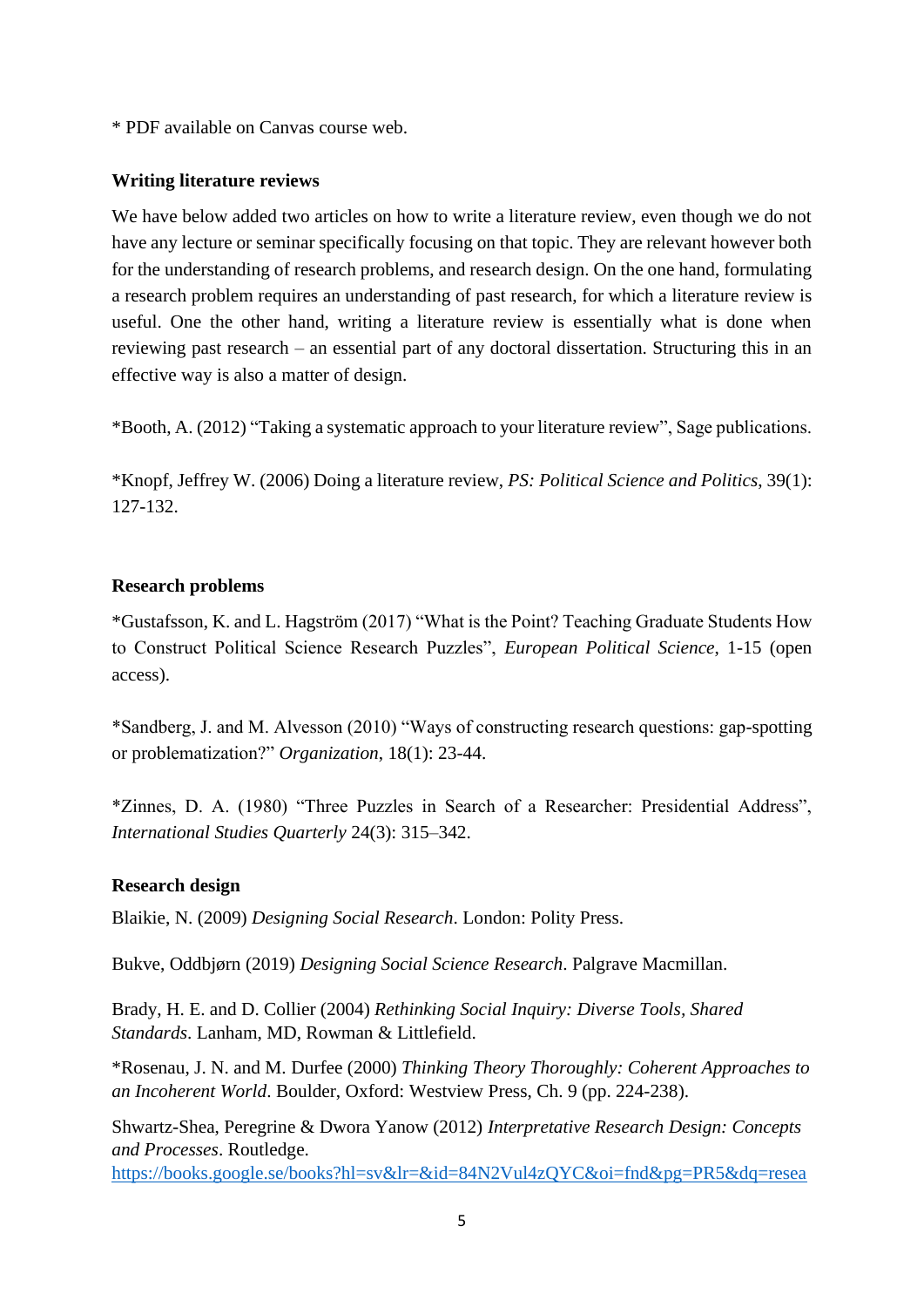* PDF available on Canvas course web.

### Writing literature reviews

We have below added two articles on how to write a literature review, even though we do not have any lecture or seminar specifically focusing on that topic. They are relevant however both for the understanding of research problems, and research design. On the one hand, formulating a research problem requires an understanding of past research, for which a literature review is useful. One the other hand, writing a literature review is essentially what is done when reviewing past research – an essential part of any doctoral dissertation. Structuring this in an effective way is also a matter of design.

*Booth, A. (2012) "Taking a systematic approach to your literature review", Sage publications.

*Knopf, Jeffrey W. (2006) Doing a literature review, *PS: Political Science and Politics*, 39(1): 127-132.

### Research problems

*Gustafsson, K. and L. Hagström (2017) "What is the Point? Teaching Graduate Students How to Construct Political Science Research Puzzles", *European Political Science*, 1-15 (open access).

*Sandberg, J. and M. Alvesson (2010) "Ways of constructing research questions: gap-spotting or problematization?" *Organization*, 18(1): 23-44.

*Zinnes, D. A. (1980) "Three Puzzles in Search of a Researcher: Presidential Address", *International Studies Quarterly* 24(3): 315–342.

### Research design

Blaikie, N. (2009) *Designing Social Research*. London: Polity Press.

Bukve, Oddbjørn (2019) *Designing Social Science Research*. Palgrave Macmillan.

Brady, H. E. and D. Collier (2004) *Rethinking Social Inquiry: Diverse Tools, Shared Standards*. Lanham, MD, Rowman & Littlefield.

*Rosenau, J. N. and M. Durfee (2000) *Thinking Theory Thoroughly: Coherent Approaches to an Incoherent World*. Boulder, Oxford: Westview Press, Ch. 9 (pp. 224-238).

Shwartz-Shea, Peregrine & Dwora Yanow (2012) *Interpretative Research Design: Concepts and Processes*. Routledge.
https://books.google.se/books?hl=sv&lr=&id=84N2Vul4zQYC&oi=fnd&pg=PR5&dq=resea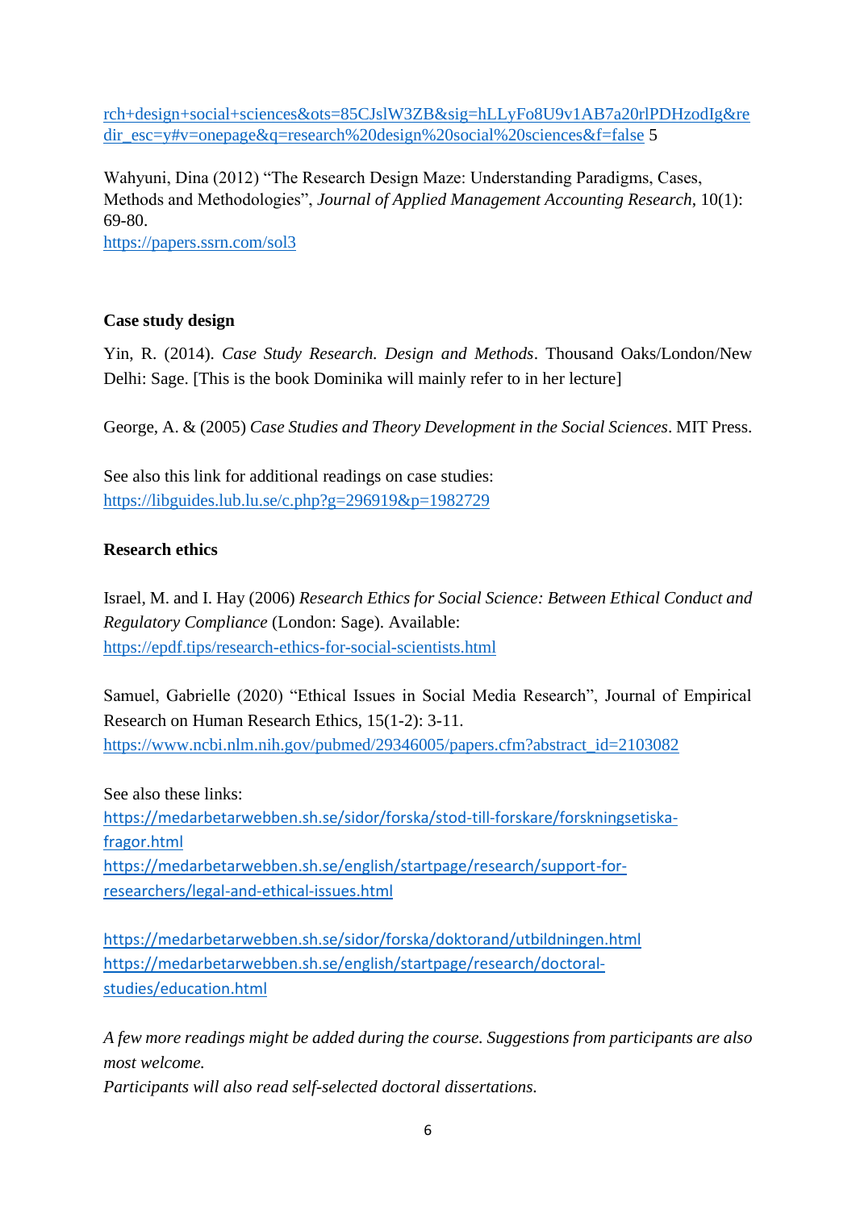rch+design+social+sciences&ots=85CJslW3ZB&sig=hLLyFo8U9v1AB7a20rlPDHzodIg&redir_esc=y#v=onepage&q=research%20design%20social%20sciences&f=false 5

Wahyuni, Dina (2012) "The Research Design Maze: Understanding Paradigms, Cases, Methods and Methodologies", *Journal of Applied Management Accounting Research*, 10(1): 69-80.
https://papers.ssrn.com/sol3

**Case study design**

Yin, R. (2014). *Case Study Research. Design and Methods*. Thousand Oaks/London/New Delhi: Sage. [This is the book Dominika will mainly refer to in her lecture]

George, A. & (2005) *Case Studies and Theory Development in the Social Sciences*. MIT Press.

See also this link for additional readings on case studies:
https://libguides.lub.lu.se/c.php?g=296919&p=1982729

**Research ethics**

Israel, M. and I. Hay (2006) *Research Ethics for Social Science: Between Ethical Conduct and Regulatory Compliance* (London: Sage). Available:
https://epdf.tips/research-ethics-for-social-scientists.html

Samuel, Gabrielle (2020) "Ethical Issues in Social Media Research", Journal of Empirical Research on Human Research Ethics, 15(1-2): 3-11.
https://www.ncbi.nlm.nih.gov/pubmed/29346005/papers.cfm?abstract_id=2103082

See also these links:
https://medarbetarwebben.sh.se/sidor/forska/stod-till-forskare/forskningsetiska-fragor.html
https://medarbetarwebben.sh.se/english/startpage/research/support-for-researchers/legal-and-ethical-issues.html

https://medarbetarwebben.sh.se/sidor/forska/doktorand/utbildningen.html
https://medarbetarwebben.sh.se/english/startpage/research/doctoral-studies/education.html

*A few more readings might be added during the course. Suggestions from participants are also most welcome.*
*Participants will also read self-selected doctoral dissertations.*